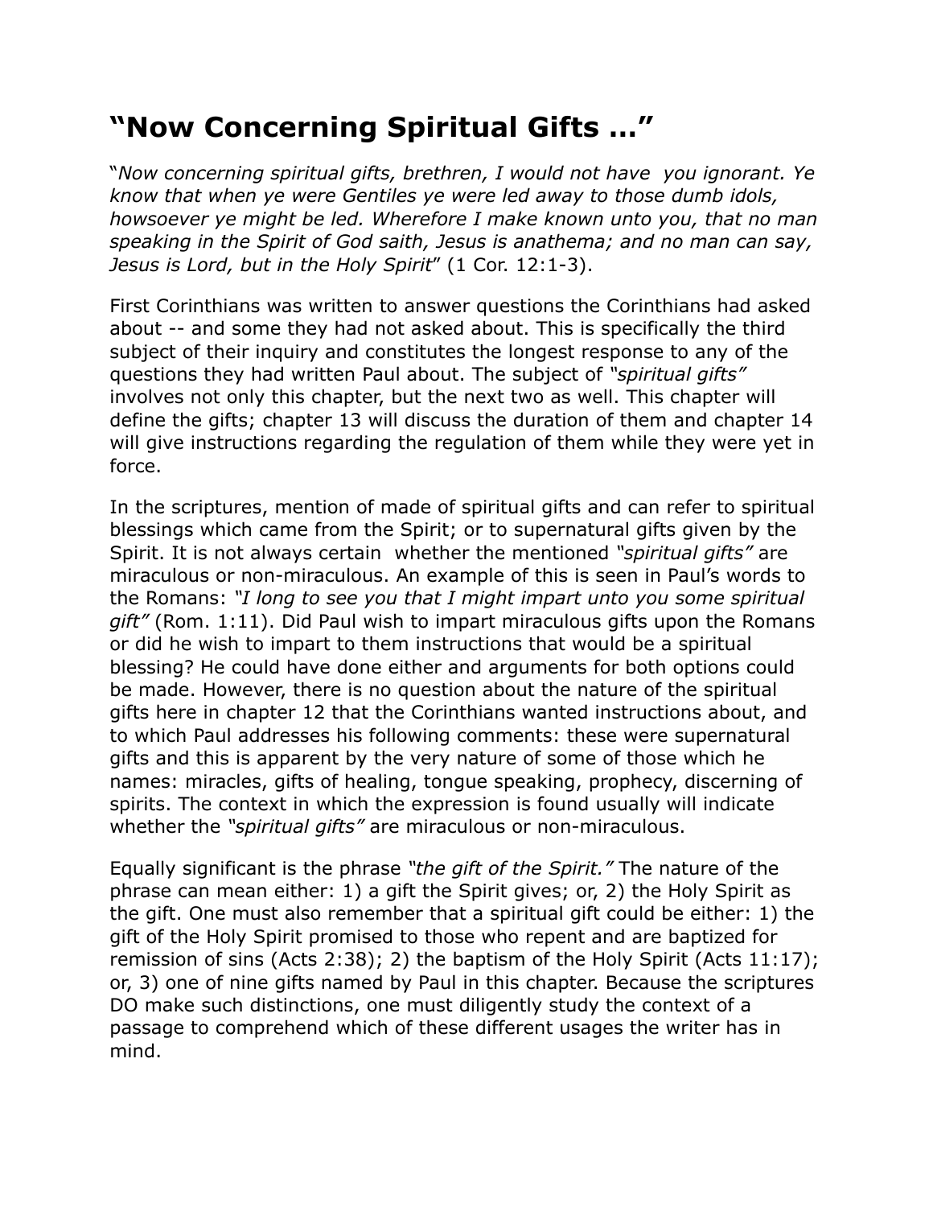# "Now Concerning Spiritual Gifts …"

"*Now concerning spiritual gifts, brethren, I would not have you ignorant. Ye know that when ye were Gentiles ye were led away to those dumb idols, howsoever ye might be led. Wherefore I make known unto you, that no man speaking in the Spirit of God saith, Jesus is anathema; and no man can say, Jesus is Lord, but in the Holy Spirit*" (1 Cor. 12:1-3).

First Corinthians was written to answer questions the Corinthians had asked about -- and some they had not asked about. This is specifically the third subject of their inquiry and constitutes the longest response to any of the questions they had written Paul about. The subject of *"spiritual gifts"* involves not only this chapter, but the next two as well. This chapter will define the gifts; chapter 13 will discuss the duration of them and chapter 14 will give instructions regarding the regulation of them while they were yet in force.

In the scriptures, mention of made of spiritual gifts and can refer to spiritual blessings which came from the Spirit; or to supernatural gifts given by the Spirit. It is not always certain whether the mentioned *"spiritual gifts"* are miraculous or non-miraculous. An example of this is seen in Paul's words to the Romans: *"I long to see you that I might impart unto you some spiritual gift"* (Rom. 1:11). Did Paul wish to impart miraculous gifts upon the Romans or did he wish to impart to them instructions that would be a spiritual blessing? He could have done either and arguments for both options could be made. However, there is no question about the nature of the spiritual gifts here in chapter 12 that the Corinthians wanted instructions about, and to which Paul addresses his following comments: these were supernatural gifts and this is apparent by the very nature of some of those which he names: miracles, gifts of healing, tongue speaking, prophecy, discerning of spirits. The context in which the expression is found usually will indicate whether the *"spiritual gifts"* are miraculous or non-miraculous.

Equally significant is the phrase *"the gift of the Spirit."* The nature of the phrase can mean either: 1) a gift the Spirit gives; or, 2) the Holy Spirit as the gift. One must also remember that a spiritual gift could be either: 1) the gift of the Holy Spirit promised to those who repent and are baptized for remission of sins (Acts 2:38); 2) the baptism of the Holy Spirit (Acts 11:17); or, 3) one of nine gifts named by Paul in this chapter. Because the scriptures DO make such distinctions, one must diligently study the context of a passage to comprehend which of these different usages the writer has in mind.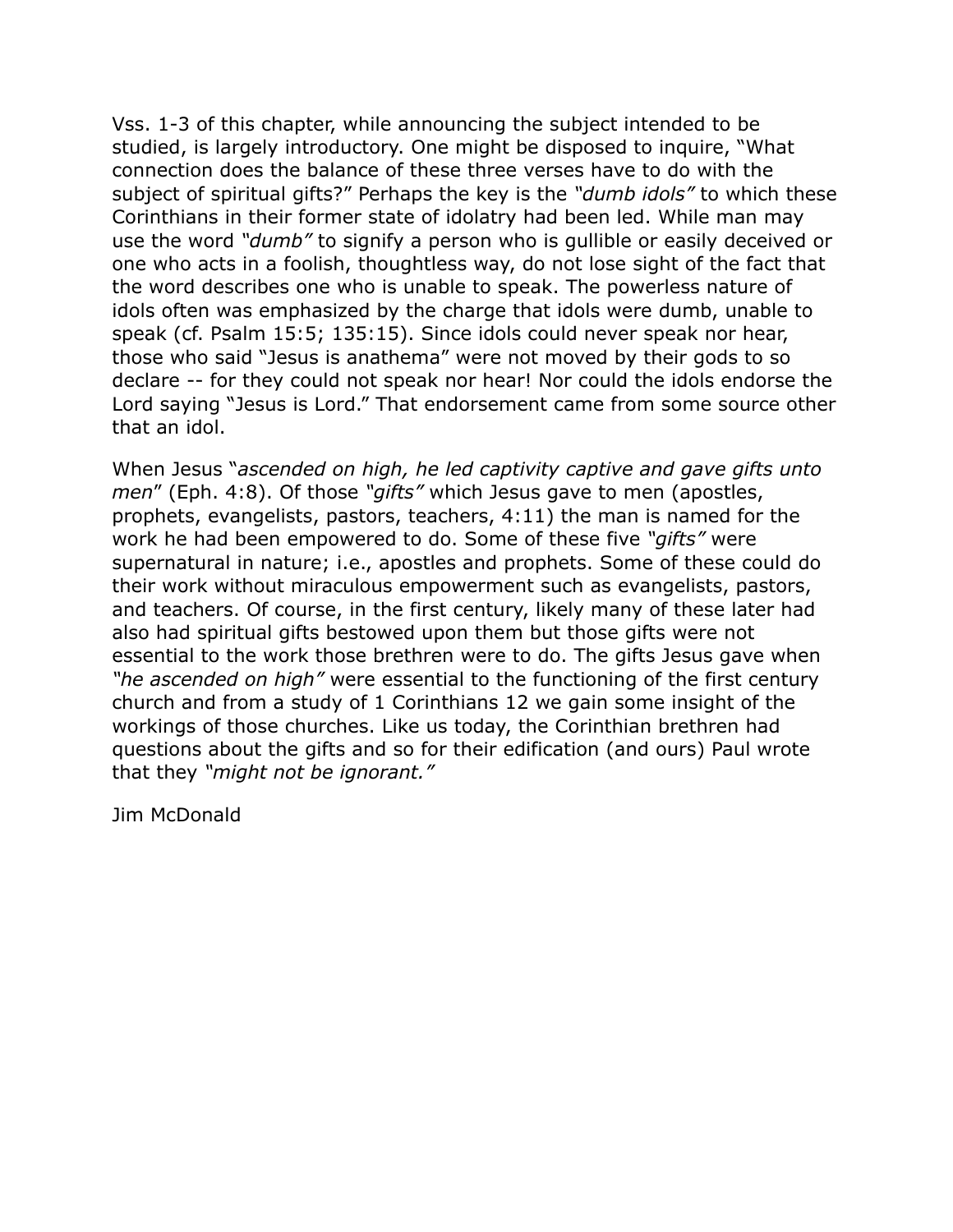Vss. 1-3 of this chapter, while announcing the subject intended to be studied, is largely introductory. One might be disposed to inquire, "What connection does the balance of these three verses have to do with the subject of spiritual gifts?" Perhaps the key is the *"dumb idols"* to which these Corinthians in their former state of idolatry had been led. While man may use the word *"dumb"* to signify a person who is gullible or easily deceived or one who acts in a foolish, thoughtless way, do not lose sight of the fact that the word describes one who is unable to speak. The powerless nature of idols often was emphasized by the charge that idols were dumb, unable to speak (cf. Psalm 15:5; 135:15). Since idols could never speak nor hear, those who said "Jesus is anathema" were not moved by their gods to so declare -- for they could not speak nor hear! Nor could the idols endorse the Lord saying "Jesus is Lord." That endorsement came from some source other that an idol.

When Jesus "*ascended on high, he led captivity captive and gave gifts unto men*" (Eph. 4:8). Of those *"gifts"* which Jesus gave to men (apostles, prophets, evangelists, pastors, teachers, 4:11) the man is named for the work he had been empowered to do. Some of these five *"gifts"* were supernatural in nature; i.e., apostles and prophets. Some of these could do their work without miraculous empowerment such as evangelists, pastors, and teachers. Of course, in the first century, likely many of these later had also had spiritual gifts bestowed upon them but those gifts were not essential to the work those brethren were to do. The gifts Jesus gave when *"he ascended on high"* were essential to the functioning of the first century church and from a study of 1 Corinthians 12 we gain some insight of the workings of those churches. Like us today, the Corinthian brethren had questions about the gifts and so for their edification (and ours) Paul wrote that they *"might not be ignorant."*

Jim McDonald